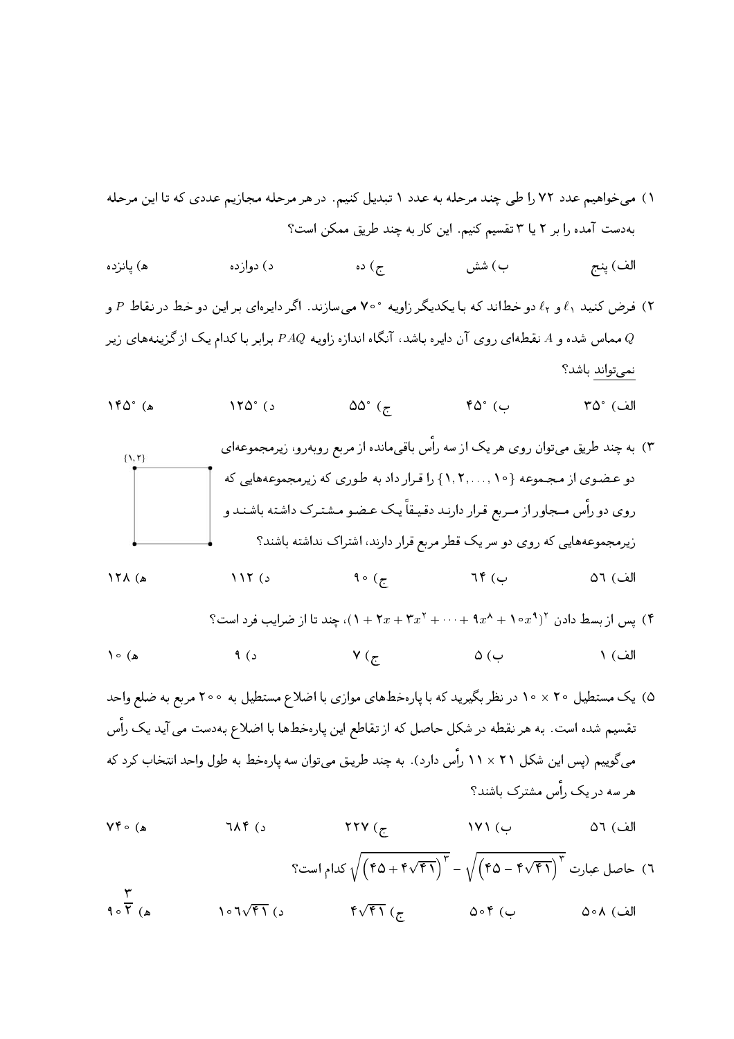۱) می‌خواهیم عدد ۷۲ را طی چند مرحله به عدد ۱ تبدیل کنیم. در هر مرحله مجازیم عددی که تا این مرحله به‌دست آمده را بر ۲ یا ۳ تقسیم کنیم. این کار به چند طریق ممکن است؟

الف) پنج &emsp; ب) شش &emsp; ج) ده &emsp; د) دوازده &emsp; ه) پانزده

۲) فرض کنید $\ell_1$ و $\ell_2$ دو خط‌اند که با یکدیگر زاویه $۷۰^\circ$ می‌سازند. اگر دایره‌ای بر این دو خط در نقاط $P$ و $Q$ مماس شده و $A$ نقطه‌ای روی آن دایره باشد، آنگاه اندازه زاویه $PAQ$ برابر با کدام یک از گزینه‌های زیر نمی‌تواند باشد؟

الف) $۳۵^\circ$ &emsp; ب) $۴۵^\circ$ &emsp; ج) $۵۵^\circ$ &emsp; د) $۱۲۵^\circ$ &emsp; ه) $۱۴۵^\circ$

۳) به چند طریق می‌توان روی هر یک از سه رأس باقی‌مانده از مربع روبه‌رو، زیرمجموعه‌ای دو عضوی از مجموعه $\{۱, ۲, \ldots, ۱۰\}$ را قرار داد به طوری که زیرمجموعه‌هایی که روی دو رأس مجاور از مربع قرار دارند دقیقاً یک عضو مشترک داشته باشند و زیرمجموعه‌هایی که روی دو سر یک قطر مربع قرار دارند، اشتراک نداشته باشند؟

$\{۱, ۲\}$

الف) ۵۶ &emsp; ب) ۶۴ &emsp; ج) ۹۰ &emsp; د) ۱۱۲ &emsp; ه) ۱۲۸

۴) پس از بسط دادن $(۱ + ۲x + ۳x^۲ + \cdots + ۹x^۸ + ۱۰x^۹)^۲$، چند تا از ضرایب فرد است؟

الف) ۱ &emsp; ب) ۵ &emsp; ج) ۷ &emsp; د) ۹ &emsp; ه) ۱۰

۵) یک مستطیل $۲۰ \times ۱۰$ در نظر بگیرید که با پاره‌خط‌های موازی با اضلاع مستطیل به ۲۰۰ مربع به ضلع واحد تقسیم شده است. به هر نقطه در شکل حاصل که از تقاطع این پاره‌خط‌ها با اضلاع به‌دست می آید یک رأس می‌گوییم (پس این شکل $۲۱ \times ۱۱$ رأس دارد). به چند طریق می‌توان سه پاره‌خط به طول واحد انتخاب کرد که هر سه در یک رأس مشترک باشند؟

الف) ۵۶ &emsp; ب) ۱۷۱ &emsp; ج) ۲۲۷ &emsp; د) ۶۸۴ &emsp; ه) ۷۴۰

۶) حاصل عبارت $\sqrt{\left(۴۵ + ۴\sqrt{۴۱}\right)^۳} - \sqrt{\left(۴۵ - ۴\sqrt{۴۱}\right)^۳}$ کدام است؟

الف) ۵۰۸ &emsp; ب) ۵۰۴ &emsp; ج) $۴\sqrt{۴۱}$ &emsp; د) $۱۰۶\sqrt{۴۱}$ &emsp; ه) $۹۰^{\frac{۳}{۲}}$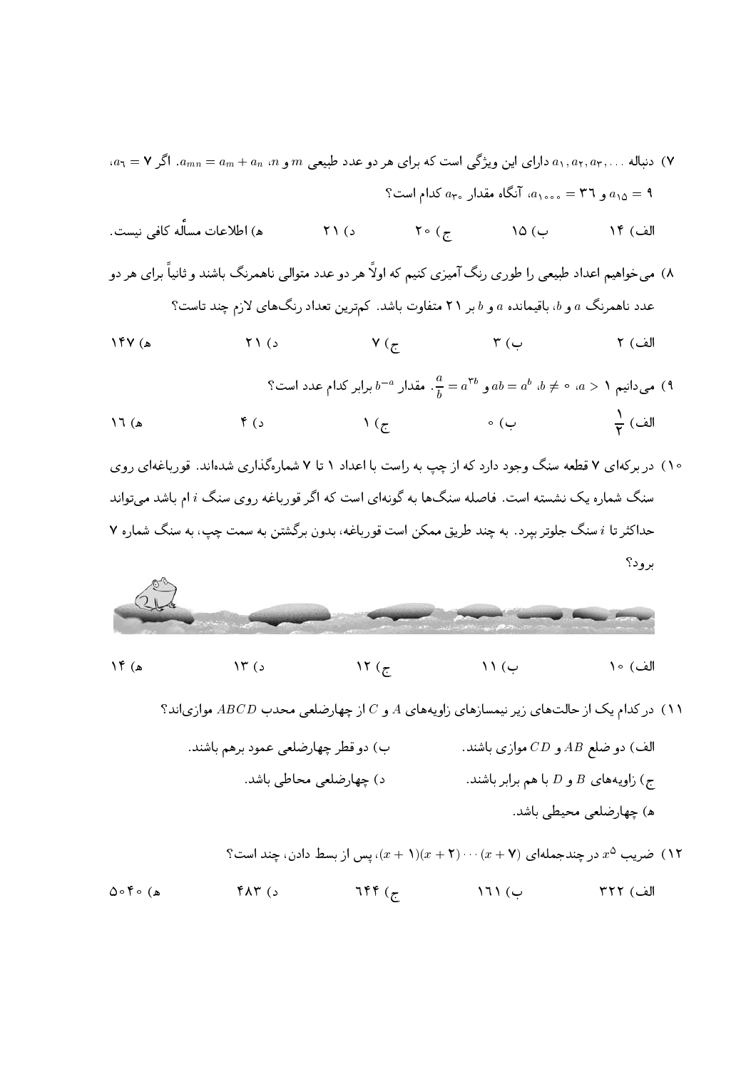۷) دنباله $a_1, a_2, a_3, \ldots$ دارای این ویژگی است که برای هر دو عدد طبیعی $m$ و $n$، $a_{mn} = a_m + a_n$. اگر $a_6 = 7$، $a_{15} = 9$ و $a_{1000} = 36$، آنگاه مقدار $a_{30}$ کدام است؟

الف) ۱۴ ب) ۱۵ ج) ۲۰ د) ۲۱ ه) اطلاعات مسأله کافی نیست.

۸) می‌خواهیم اعداد طبیعی را طوری رنگ‌آمیزی کنیم که اولاً هر دو عدد متوالی ناهمرنگ باشند و ثانیاً برای هر دو عدد ناهمرنگ $a$ و $b$، باقیمانده $a$ و $b$ بر ۲۱ متفاوت باشد. کم‌ترین تعداد رنگ‌های لازم چند تاست؟

الف) ۲ ب) ۳ ج) ۷ د) ۲۱ ه) ۱۴۷

۹) می‌دانیم $a > 1$، $b \neq 0$، $ab = a^b$ و $\frac{a}{b} = a^{3b}$. مقدار $b^{-a}$ برابر کدام عدد است؟

الف) $\frac{1}{2}$ ب) ۰ ج) ۱ د) ۴ ه) ۱۶

۱۰) در برکه‌ای ۷ قطعه سنگ وجود دارد که از چپ به راست با اعداد ۱ تا ۷ شماره‌گذاری شده‌اند. قورباغه‌ای روی سنگ شماره یک نشسته است. فاصله سنگ‌ها به گونه‌ای است که اگر قورباغه روی سنگ $i$ ام باشد می‌تواند حداکثر تا $i$ سنگ جلوتر بپرد. به چند طریق ممکن است قورباغه، بدون برگشتن به سمت چپ، به سنگ شماره ۷ برود؟

الف) ۱۰ ب) ۱۱ ج) ۱۲ د) ۱۳ ه) ۱۴

۱۱) در کدام یک از حالت‌های زیر نیمسازهای زاویه‌های $A$ و $C$ از چهارضلعی محدب $ABCD$ موازی‌اند؟

الف) دو ضلع $AB$ و $CD$ موازی باشند.

ب) دو قطر چهارضلعی عمود برهم باشند.

ج) زاویه‌های $B$ و $D$ با هم برابر باشند.

د) چهارضلعی محاطی باشد.

ه) چهارضلعی محیطی باشد.

۱۲) ضریب $x^5$ در چندجمله‌ای $(x+1)(x+2)\cdots(x+7)$، پس از بسط دادن، چند است؟

الف) ۳۲۲ ب) ۱۶۱ ج) ۶۴۴ د) ۴۸۳ ه) ۵۰۴۰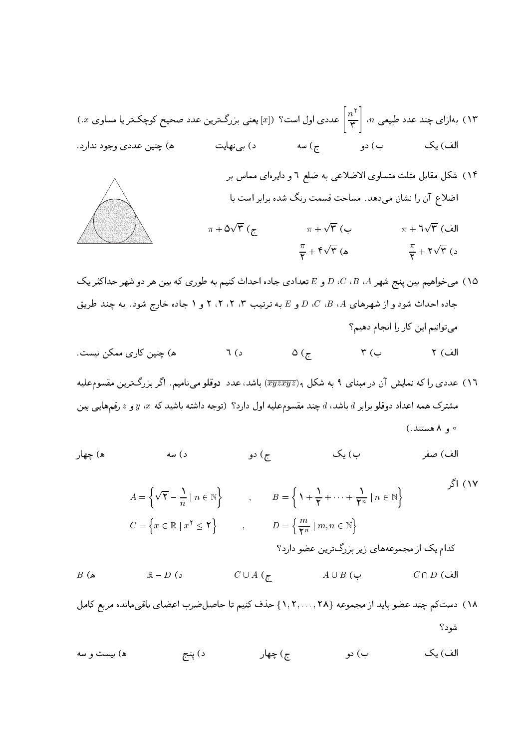۱۳) به‌ازای چند عدد طبیعی $n$، $\left[\frac{n^{2}}{3}\right]$ عددی اول است؟ ($[x]$ یعنی بزرگ‌ترین عدد صحیح کوچک‌تر یا مساوی $x$.)

الف) یک　　ب) دو　　ج) سه　　د) بی‌نهایت　　ه) چنین عددی وجود ندارد.

۱۴) شکل مقابل مثلث متساوی الاضلاعی به ضلع ۶ و دایره‌ای مماس بر اضلاع آن را نشان می‌دهد. مساحت قسمت رنگ شده برابر است با

الف) $\pi + 6\sqrt{3}$　　ب) $\pi + \sqrt{3}$　　ج) $\pi + 5\sqrt{3}$　　د) $\frac{\pi}{2} + 2\sqrt{3}$　　ه) $\frac{\pi}{2} + 4\sqrt{3}$

۱۵) می‌خواهیم بین پنج شهر $A$، $B$، $C$، $D$ و $E$ تعدادی جاده احداث کنیم به طوری که بین هر دو شهر حداکثر یک جاده احداث شود و از شهرهای $A$، $B$، $C$، $D$ و $E$ به ترتیب ۳، ۲، ۲، ۲ و ۱ جاده خارج شود. به چند طریق می‌توانیم این کار را انجام دهیم؟

الف) ۲　　ب) ۳　　ج) ۵　　د) ۶　　ه) چنین کاری ممکن نیست.

۱۶) عددی را که نمایش آن در مبنای ۹ به شکل $(\overline{xyzxyz})_9$ باشد، عدد **دوقلو** می‌نامیم. اگر بزرگ‌ترین مقسوم‌علیه مشترک همه اعداد دوقلو برابر $d$ باشد، $d$ چند مقسوم‌علیه اول دارد؟ (توجه داشته باشید که $x$، $y$ و $z$ رقم‌هایی بین ۰ و ۸ هستند.)

الف) صفر　　ب) یک　　ج) دو　　د) سه　　ه) چهار

۱۷) اگر

$$A = \left\{\sqrt{2} - \frac{1}{n} \mid n \in \mathbb{N}\right\} \quad , \quad B = \left\{1 + \frac{1}{2} + \cdots + \frac{1}{2^{n}} \mid n \in \mathbb{N}\right\}$$

$$C = \left\{x \in \mathbb{R} \mid x^{2} \leq 2\right\} \quad , \quad D = \left\{\frac{m}{2^{n}} \mid m, n \in \mathbb{N}\right\}$$

کدام یک از مجموعه‌های زیر بزرگ‌ترین عضو دارد؟

الف) $C \cap D$　　ب) $A \cup B$　　ج) $C \cup A$　　د) $\mathbb{R} - D$　　ه) $B$

۱۸) دست‌کم چند عضو باید از مجموعه $\{1, 2, \ldots, 28\}$ حذف کنیم تا حاصل‌ضرب اعضای باقی‌مانده مربع کامل شود؟

الف) یک　　ب) دو　　ج) چهار　　د) پنج　　ه) بیست و سه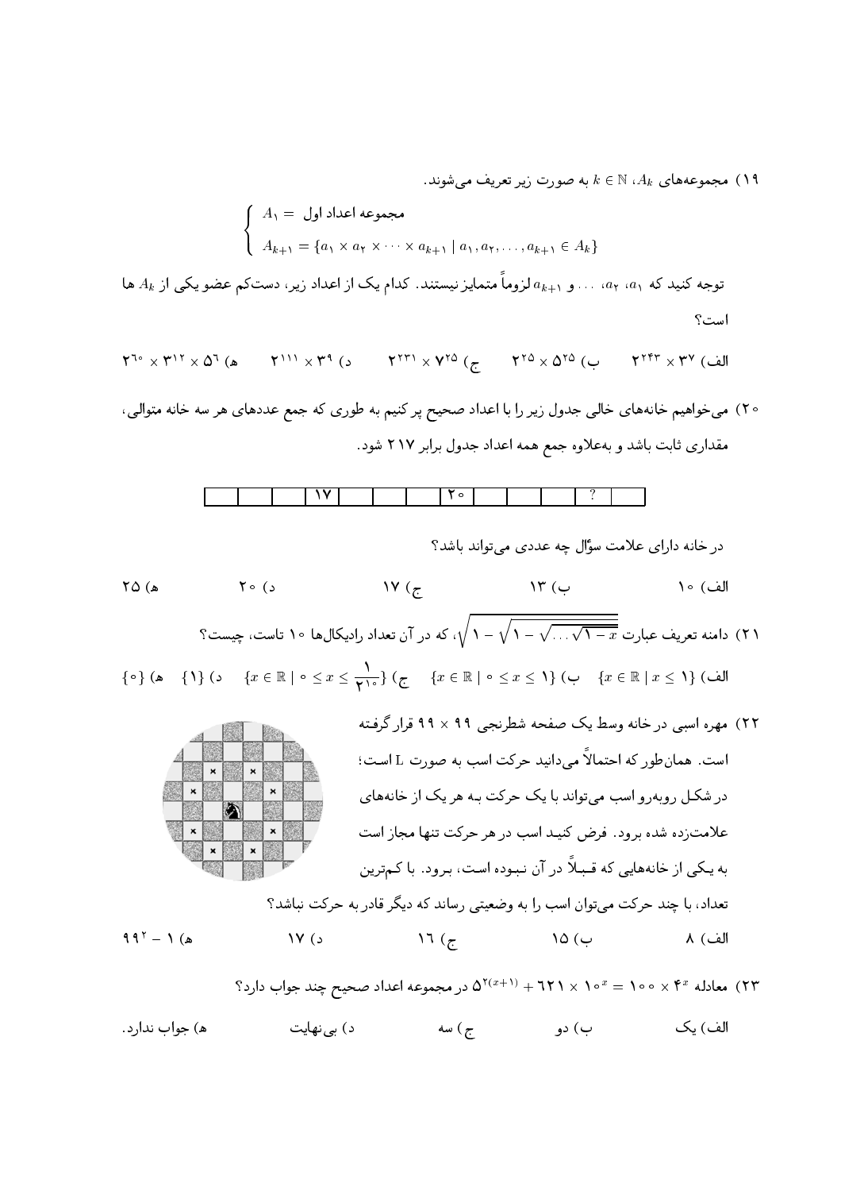۱۹) مجموعه‌های $A_k$، $k \in \mathbb{N}$ به صورت زیر تعریف می‌شوند.

$$\begin{cases} A_1 = \text{مجموعه اعداد اول} \\ A_{k+1} = \{a_1 \times a_2 \times \cdots \times a_{k+1} \mid a_1, a_2, \ldots, a_{k+1} \in A_k\} \end{cases}$$

توجه کنید که $a_1$، $a_2$، ... و $a_{k+1}$ لزوماً متمایز نیستند. کدام یک از اعداد زیر، دست‌کم عضو یکی از $A_k$ ها است؟

الف) $2^{243} \times 3^7$ ب) $2^{25} \times 5^{25}$ ج) $2^{231} \times 7^{25}$ د) $2^{111} \times 3^9$ هـ) $2^{60} \times 3^{12} \times 5^6$

۲۰) می‌خواهیم خانه‌های خالی جدول زیر را با اعداد صحیح پر کنیم به طوری که جمع عددهای هر سه خانه متوالی، مقداری ثابت باشد و به‌علاوه جمع همه اعداد جدول برابر ۲۱۷ شود.

| | ? | | | | ۲۰ | | | | ۱۷ | | | |
|---|---|---|---|---|---|---|---|---|---|---|---|---|

در خانه دارای علامت سؤال چه عددی می‌تواند باشد؟

الف) ۱۰ ب) ۱۳ ج) ۱۷ د) ۲۰ هـ) ۲۵

۲۱) دامنه تعریف عبارت $\sqrt{1 - \sqrt{1 - \sqrt{\ldots \sqrt{1 - x}}}}$، که در آن تعداد رادیکال‌ها ۱۰ تاست، چیست؟

الف) $\{x \in \mathbb{R} \mid x \leq 1\}$ ب) $\{x \in \mathbb{R} \mid 0 \leq x \leq 1\}$ ج) $\{x \in \mathbb{R} \mid 0 \leq x \leq \frac{1}{2^{10}}\}$ د) $\{1\}$ هـ) $\{0\}$

۲۲) مهره اسبی در خانه وسط یک صفحه شطرنجی $99 \times 99$ قرار گرفته است. همان‌طور که احتمالاً می‌دانید حرکت اسب به صورت L است؛ در شکل روبه‌رو اسب می‌تواند با یک حرکت به هر یک از خانه‌های علامت‌زده شده برود. فرض کنید اسب در هر حرکت تنها مجاز است به یکی از خانه‌هایی که قبلاً در آن نبوده است، برود. با کم‌ترین تعداد، با چند حرکت می‌توان اسب را به وضعیتی رساند که دیگر قادر به حرکت نباشد؟

الف) ۸ ب) ۱۵ ج) ۱۶ د) ۱۷ هـ) $99^2 - 1$

۲۳) معادله $100 \times 4^x = 621 \times 10^x + 5^{2(x+1)}$ در مجموعه اعداد صحیح چند جواب دارد؟

الف) یک ب) دو ج) سه د) بی‌نهایت هـ) جواب ندارد.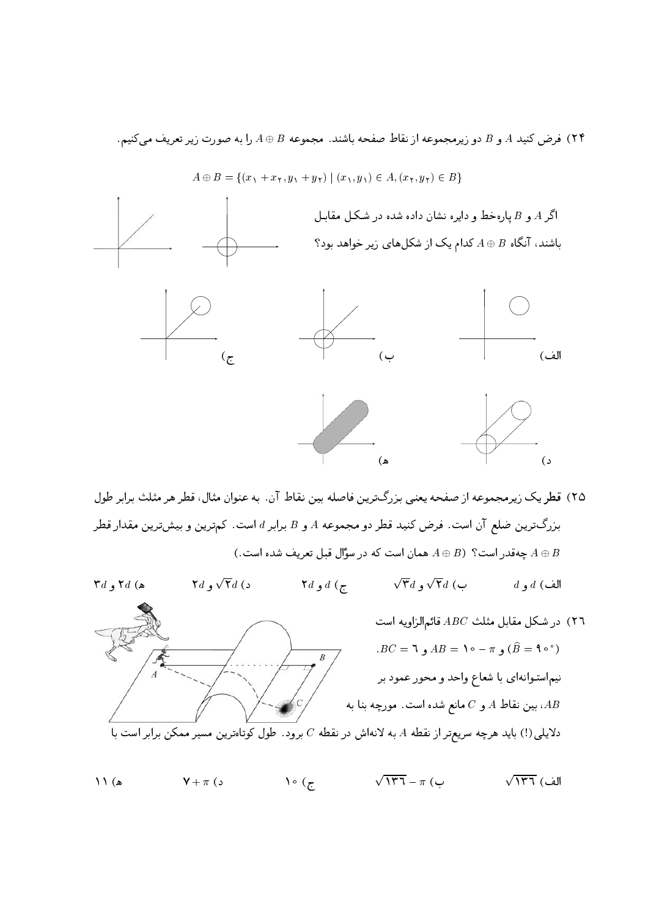۲۴) فرض کنید $A$ و $B$ دو زیرمجموعه از نقاط صفحه باشند. مجموعه $A \oplus B$ را به صورت زیر تعریف می‌کنیم.

$$A \oplus B = \{(x_1 + x_2, y_1 + y_2) \mid (x_1, y_1) \in A, (x_2, y_2) \in B\}$$

اگر $A$ و $B$ پاره‌خط و دایره نشان داده شده در شکل مقابل باشند، آنگاه $A \oplus B$ کدام یک از شکل‌های زیر خواهد بود؟

الف) &nbsp;&nbsp;&nbsp; ب) &nbsp;&nbsp;&nbsp; ج) &nbsp;&nbsp;&nbsp; د) &nbsp;&nbsp;&nbsp; ه)

۲۵) قطر یک زیرمجموعه از صفحه یعنی بزرگ‌ترین فاصله بین نقاط آن. به عنوان مثال، قطر هر مثلث برابر طول بزرگ‌ترین ضلع آن است. فرض کنید قطر دو مجموعه $A$ و $B$ برابر $d$ است. کم‌ترین و بیش‌ترین مقدار قطر $A \oplus B$ چه‌قدر است؟ ($A \oplus B$ همان است که در سؤال قبل تعریف شده است.)

الف) $d$ و $d$ &nbsp;&nbsp;&nbsp; ب) $\sqrt{2}d$ و $\sqrt{3}d$ &nbsp;&nbsp;&nbsp; ج) $d$ و $2d$ &nbsp;&nbsp;&nbsp; د) $\sqrt{2}d$ و $2d$ &nbsp;&nbsp;&nbsp; ه) $2d$ و $3d$

۲۶) در شکل مقابل مثلث $ABC$ قائم‌الزاویه است ($\widehat{B} = 90°$) و $AB = 10 - \pi$ و $BC = 6$. نیم‌استوانه‌ای با شعاع واحد و محور عمود بر $AB$، بین نقاط $A$ و $C$ مانع شده است. مورچه بنا به دلایلی(!) باید هرچه سریع‌تر از نقطه $A$ به لانه‌اش در نقطه $C$ برود. طول کوتاه‌ترین مسیر ممکن برابر است با

الف) $\sqrt{136}$ &nbsp;&nbsp;&nbsp; ب) $\sqrt{136} - \pi$ &nbsp;&nbsp;&nbsp; ج) $10$ &nbsp;&nbsp;&nbsp; د) $7 + \pi$ &nbsp;&nbsp;&nbsp; ه) $11$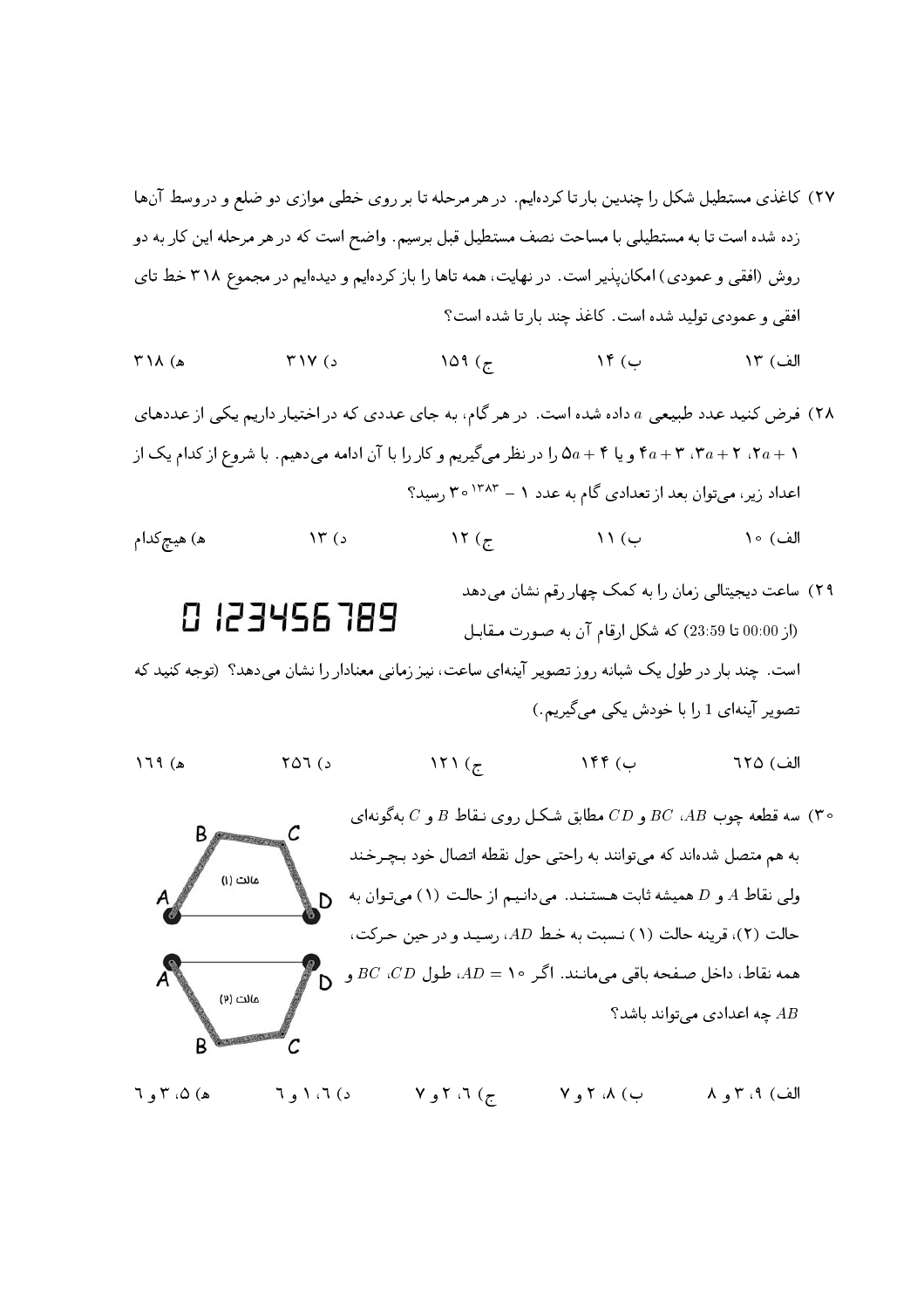۲۷) کاغذی مستطیل شکل را چندین بار تا کرده‌ایم. در هر مرحله تا بر روی خطی موازی دو ضلع و در وسط آن‌ها زده شده است تا به مستطیلی با مساحت نصف مستطیل قبل برسیم. واضح است که در هر مرحله این کار به دو روش (افقی و عمودی) امکان‌پذیر است. در نهایت، همه تاها را باز کرده‌ایم و دیده‌ایم در مجموع ۳۱۸ خط تای افقی و عمودی تولید شده است. کاغذ چند بار تا شده است؟

الف) ۱۳ &nbsp;&nbsp;&nbsp; ب) ۱۴ &nbsp;&nbsp;&nbsp; ج) ۱۵۹ &nbsp;&nbsp;&nbsp; د) ۳۱۷ &nbsp;&nbsp;&nbsp; ه) ۳۱۸

۲۸) فرض کنید عدد طبیعی $a$ داده شده است. در هر گام، به جای عددی که در اختیار داریم یکی از عددهای $2a+1$، $3a+2$، $4a+3$ و یا $5a+4$ را در نظر می‌گیریم و کار را با آن ادامه می‌دهیم. با شروع از کدام یک از اعداد زیر، می‌توان بعد از تعدادی گام به عدد $1 - {}^{۱۳۸۳}۳۰$ رسید؟

الف) ۱۰ &nbsp;&nbsp;&nbsp; ب) ۱۱ &nbsp;&nbsp;&nbsp; ج) ۱۲ &nbsp;&nbsp;&nbsp; د) ۱۳ &nbsp;&nbsp;&nbsp; ه) هیچ‌کدام

۲۹) ساعت دیجیتالی زمان را به کمک چهار رقم نشان می‌دهد (از 00:00 تا 23:59) که شکل ارقام آن به صورت مقابل است. چند بار در طول یک شبانه روز تصویر آینه‌ای ساعت، نیز زمانی معنادار را نشان می‌دهد؟ (توجه کنید که تصویر آینه‌ای 1 را با خودش یکی می‌گیریم.)

0123456789

الف) ۶۲۵ &nbsp;&nbsp;&nbsp; ب) ۱۴۴ &nbsp;&nbsp;&nbsp; ج) ۱۲۱ &nbsp;&nbsp;&nbsp; د) ۲۵۶ &nbsp;&nbsp;&nbsp; ه) ۱۶۹

۳۰) سه قطعه چوب $AB$، $BC$ و $CD$ مطابق شکل روی نقاط $B$ و $C$ به‌گونه‌ای به هم متصل شده‌اند که می‌توانند به راحتی حول نقطه اتصال خود بچرخند ولی نقاط $A$ و $D$ همیشه ثابت هستند. می‌دانیم از حالت (۱) می‌توان به حالت (۲)، قرینه حالت (۱) نسبت به خط $AD$، رسید و در حین حرکت، همه نقاط، داخل صفحه باقی می‌مانند. اگر $AD = ۱۰$، طول $CD$، $BC$ و $AB$ چه اعدادی می‌تواند باشد؟

حالت (۱)

حالت (۲)

الف) ۹، ۳ و ۸ &nbsp;&nbsp;&nbsp; ب) ۸، ۲ و ۷ &nbsp;&nbsp;&nbsp; ج) ۶، ۲ و ۷ &nbsp;&nbsp;&nbsp; د) ۶، ۱ و ۶ &nbsp;&nbsp;&nbsp; ه) ۵، ۳ و ۶